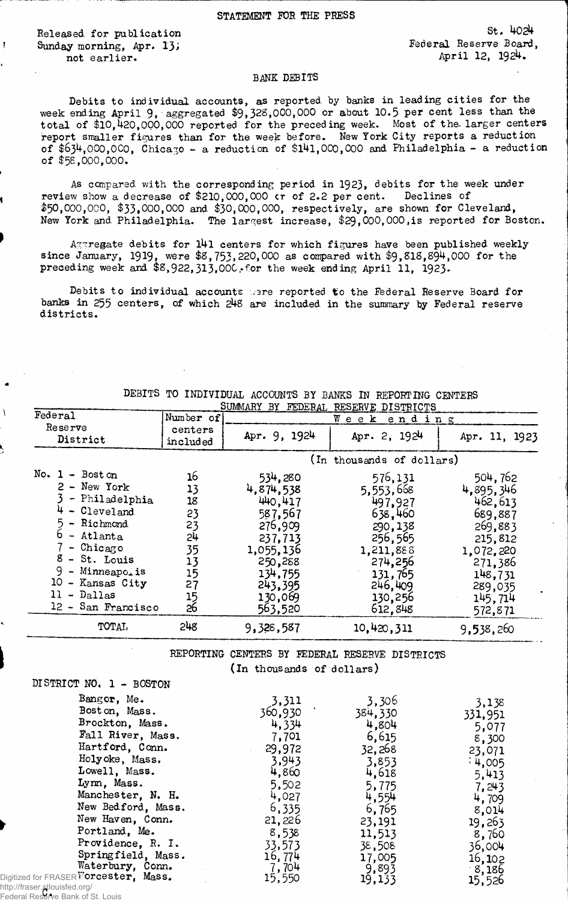STATEMENT FOR THE PRESS

Released for publication
Sunday morning, Apr. 13;
not earlier.

St. 4024
Federal Reserve Board,
April 12, 1924.

## BANK DEBITS

Debits to individual accounts, as reported by banks in leading cities for the week ending April 9, aggregated $9,328,000,000 or about 10.5 per cent less than the total of $10,420,000,000 reported for the preceding week. Most of the larger centers report smaller figures than for the week before. New York City reports a reduction of $634,000,000, Chicago - a reduction of $141,000,000 and Philadelphia - a reduction of $58,000,000.

As compared with the corresponding period in 1923, debits for the week under review show a decrease of $210,000,000 or of 2.2 per cent. Declines of $50,000,000, $33,000,000 and $30,000,000, respectively, are shown for Cleveland, New York and Philadelphia. The largest increase, $29,000,000, is reported for Boston.

Aggregate debits for 141 centers for which figures have been published weekly since January, 1919, were $8,753,220,000 as compared with $9,818,894,000 for the preceding week and $8,922,313,000 for the week ending April 11, 1923.

Debits to individual accounts were reported to the Federal Reserve Board for banks in 255 centers, of which 248 are included in the summary by Federal reserve districts.

DEBITS TO INDIVIDUAL ACCOUNTS BY BANKS IN REPORTING CENTERS

SUMMARY BY FEDERAL RESERVE DISTRICTS

| Federal Reserve District | Number of centers included | Week ending Apr. 9, 1924 | Apr. 2, 1924 | Apr. 11, 1923 |
|---|---|---|---|---|
| | | (In thousands of dollars) | | |
| No. 1 - Boston | 16 | 534,280 | 576,131 | 504,762 |
| 2 - New York | 13 | 4,874,538 | 5,553,668 | 4,895,346 |
| 3 - Philadelphia | 18 | 440,417 | 497,927 | 462,613 |
| 4 - Cleveland | 23 | 587,567 | 638,460 | 689,887 |
| 5 - Richmond | 23 | 276,909 | 290,138 | 269,883 |
| 6 - Atlanta | 24 | 237,713 | 256,565 | 215,812 |
| 7 - Chicago | 35 | 1,055,136 | 1,211,888 | 1,072,220 |
| 8 - St. Louis | 13 | 250,288 | 274,256 | 271,386 |
| 9 - Minneapolis | 15 | 134,755 | 131,765 | 148,731 |
| 10 - Kansas City | 27 | 243,395 | 246,409 | 289,035 |
| 11 - Dallas | 15 | 130,069 | 130,256 | 145,714 |
| 12 - San Francisco | 26 | 563,520 | 612,848 | 572,871 |
| TOTAL | 248 | 9,328,587 | 10,420,311 | 9,538,260 |

REPORTING CENTERS BY FEDERAL RESERVE DISTRICTS

(In thousands of dollars)

| DISTRICT NO. 1 - BOSTON | Apr. 9, 1924 | Apr. 2, 1924 | Apr. 11, 1923 |
|---|---|---|---|
| Bangor, Me. | 3,311 | 3,306 | 3,138 |
| Boston, Mass. | 360,930 | 384,330 | 331,951 |
| Brockton, Mass. | 4,334 | 4,804 | 5,077 |
| Fall River, Mass. | 7,701 | 6,615 | 8,300 |
| Hartford, Conn. | 29,972 | 32,268 | 23,071 |
| Holyoke, Mass. | 3,943 | 3,853 | 4,005 |
| Lowell, Mass. | 4,860 | 4,618 | 5,413 |
| Lynn, Mass. | 5,502 | 5,775 | 7,243 |
| Manchester, N. H. | 4,027 | 4,554 | 4,709 |
| New Bedford, Mass. | 6,335 | 6,765 | 8,014 |
| New Haven, Conn. | 21,226 | 23,191 | 19,263 |
| Portland, Me. | 8,538 | 11,513 | 8,760 |
| Providence, R. I. | 33,573 | 38,508 | 36,004 |
| Springfield, Mass. | 16,774 | 17,005 | 16,102 |
| Waterbury, Conn. | 7,704 | 9,893 | 8,186 |
| Worcester, Mass. | 15,550 | 19,133 | 15,526 |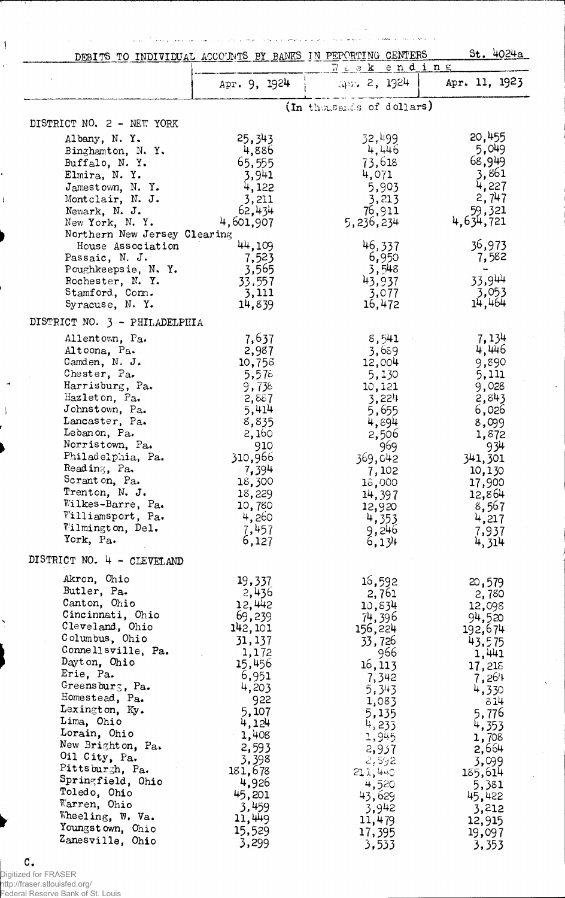DEBITS TO INDIVIDUAL ACCOUNTS BY BANKS IN REPORTING CENTERS St. 4024a

| | Week ending | | |
|---|---|---|---|
| | Apr. 9, 1924 | Apr. 2, 1924 | Apr. 11, 1923 |
| | (In thousands of dollars) | | |
| **DISTRICT NO. 2 - NEW YORK** | | | |
| Albany, N. Y. | 25,343 | 32,499 | 20,455 |
| Binghamton, N. Y. | 4,886 | 4,446 | 5,049 |
| Buffalo, N. Y. | 65,555 | 73,618 | 68,949 |
| Elmira, N. Y. | 3,941 | 4,071 | 3,861 |
| Jamestown, N. Y. | 4,122 | 5,903 | 4,227 |
| Montclair, N. J. | 3,211 | 3,213 | 2,747 |
| Newark, N. J. | 62,434 | 76,911 | 59,321 |
| New York, N. Y. | 4,601,907 | 5,236,234 | 4,634,721 |
| Northern New Jersey Clearing House Association | 44,109 | 46,337 | 36,973 |
| Passaic, N. J. | 7,523 | 6,950 | 7,582 |
| Poughkeepsie, N. Y. | 3,565 | 3,548 | - |
| Rochester, N. Y. | 33,557 | 43,937 | 33,944 |
| Stamford, Conn. | 3,111 | 3,077 | 3,053 |
| Syracuse, N. Y. | 14,839 | 16,472 | 14,464 |
| **DISTRICT NO. 3 - PHILADELPHIA** | | | |
| Allentown, Pa. | 7,637 | 8,541 | 7,134 |
| Altoona, Pa. | 2,987 | 3,689 | 4,446 |
| Camden, N. J. | 10,758 | 12,004 | 9,890 |
| Chester, Pa. | 5,578 | 5,130 | 5,111 |
| Harrisburg, Pa. | 9,738 | 10,121 | 9,028 |
| Hazleton, Pa. | 2,887 | 3,224 | 2,843 |
| Johnstown, Pa. | 5,414 | 5,655 | 6,026 |
| Lancaster, Pa. | 8,835 | 4,894 | 8,099 |
| Lebanon, Pa. | 2,160 | 2,506 | 1,872 |
| Norristown, Pa. | 910 | 969 | 934 |
| Philadelphia, Pa. | 310,966 | 369,042 | 341,301 |
| Reading, Pa. | 7,394 | 7,102 | 10,130 |
| Scranton, Pa. | 18,300 | 18,000 | 17,900 |
| Trenton, N. J. | 18,229 | 14,397 | 12,864 |
| Wilkes-Barre, Pa. | 10,780 | 12,920 | 8,567 |
| Williamsport, Pa. | 4,260 | 4,353 | 4,217 |
| Wilmington, Del. | 7,457 | 9,246 | 7,937 |
| York, Pa. | 6,127 | 6,134 | 4,314 |
| **DISTRICT NO. 4 - CLEVELAND** | | | |
| Akron, Ohio | 19,337 | 16,592 | 20,579 |
| Butler, Pa. | 2,436 | 2,761 | 2,780 |
| Canton, Ohio | 12,442 | 10,834 | 12,098 |
| Cincinnati, Ohio | 69,239 | 74,396 | 94,520 |
| Cleveland, Ohio | 142,101 | 156,224 | 192,674 |
| Columbus, Ohio | 31,137 | 33,726 | 43,575 |
| Connellsville, Pa. | 1,172 | 966 | 1,441 |
| Dayton, Ohio | 15,456 | 16,113 | 17,218 |
| Erie, Pa. | 6,951 | 7,342 | 7,264 |
| Greensburg, Pa. | 4,203 | 5,343 | 4,330 |
| Homestead, Pa. | 922 | 1,083 | 814 |
| Lexington, Ky. | 5,107 | 5,135 | 5,776 |
| Lima, Ohio | 4,124 | 4,233 | 4,353 |
| Lorain, Ohio | 1,408 | 1,945 | 1,708 |
| New Brighton, Pa. | 2,593 | 2,937 | 2,664 |
| Oil City, Pa. | 3,398 | 2,592 | 3,099 |
| Pittsburgh, Pa. | 181,678 | 211,440 | 185,614 |
| Springfield, Ohio | 4,926 | 4,520 | 5,381 |
| Toledo, Ohio | 45,201 | 43,629 | 45,422 |
| Warren, Ohio | 3,459 | 3,942 | 3,212 |
| Wheeling, W. Va. | 11,449 | 11,479 | 12,915 |
| Youngstown, Ohio | 15,529 | 17,395 | 19,097 |
| Zanesville, Ohio | 3,299 | 3,533 | 3,353 |

C.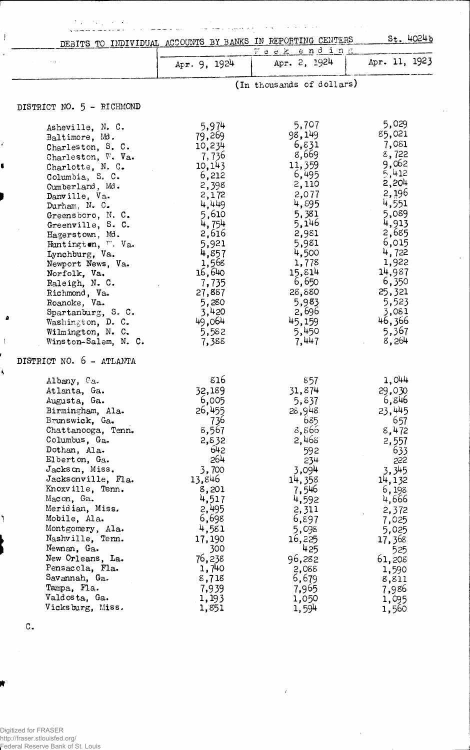St. 4024b

## DEBITS TO INDIVIDUAL ACCOUNTS BY BANKS IN REPORTING CENTERS

| | Week ending | | |
|---|---|---|---|
| | Apr. 9, 1924 | Apr. 2, 1924 | Apr. 11, 1923 |
| | (In thousands of dollars) | | |
| **DISTRICT NO. 5 - RICHMOND** | | | |
| Asheville, N. C. | 5,974 | 5,707 | 5,029 |
| Baltimore, Md. | 79,269 | 98,149 | 85,021 |
| Charleston, S. C. | 10,234 | 6,831 | 7,081 |
| Charleston, W. Va. | 7,736 | 8,669 | 8,722 |
| Charlotte, N. C. | 10,143 | 11,359 | 9,062 |
| Columbia, S. C. | 6,212 | 6,495 | 5,412 |
| Cumberland, Md. | 2,398 | 2,110 | 2,204 |
| Danville, Va. | 2,172 | 2,077 | 2,196 |
| Durham, N. C. | 4,449 | 4,895 | 4,551 |
| Greensboro, N. C. | 5,610 | 5,381 | 5,089 |
| Greenville, S. C. | 4,754 | 5,146 | 4,913 |
| Hagerstown, Md. | 2,616 | 2,981 | 2,685 |
| Huntington, W. Va. | 5,921 | 5,981 | 6,015 |
| Lynchburg, Va. | 4,857 | 4,500 | 4,722 |
| Newport News, Va. | 1,568 | 1,778 | 1,922 |
| Norfolk, Va. | 16,640 | 15,814 | 14,987 |
| Raleigh, N. C. | 7,735 | 6,650 | 6,350 |
| Richmond, Va. | 27,887 | 28,880 | 25,321 |
| Roanoke, Va. | 5,280 | 5,983 | 5,523 |
| Spartanburg, S. C. | 3,420 | 2,696 | 3,081 |
| Washington, D. C. | 49,064 | 45,159 | 46,366 |
| Wilmington, N. C. | 5,582 | 5,450 | 5,367 |
| Winston-Salem, N. C. | 7,388 | 7,447 | 8,264 |
| **DISTRICT NO. 6 - ATLANTA** | | | |
| Albany, Ga. | 816 | 857 | 1,044 |
| Atlanta, Ga. | 32,189 | 31,874 | 29,030 |
| Augusta, Ga. | 6,005 | 5,837 | 6,846 |
| Birmingham, Ala. | 26,455 | 28,948 | 23,445 |
| Brunswick, Ga. | 736 | 685 | 657 |
| Chattanooga, Tenn. | 8,567 | 8,866 | 8,472 |
| Columbus, Ga. | 2,832 | 2,468 | 2,557 |
| Dothan, Ala. | 642 | 592 | 633 |
| Elberton, Ga. | 264 | 234 | 222 |
| Jackson, Miss. | 3,700 | 3,094 | 3,345 |
| Jacksonville, Fla. | 13,846 | 14,358 | 14,132 |
| Knoxville, Tenn. | 8,201 | 7,546 | 6,198 |
| Macon, Ga. | 4,517 | 4,592 | 4,666 |
| Meridian, Miss. | 2,495 | 2,311 | 2,372 |
| Mobile, Ala. | 6,698 | 6,897 | 7,025 |
| Montgomery, Ala. | 4,581 | 5,098 | 5,025 |
| Nashville, Tenn. | 17,190 | 16,225 | 17,368 |
| Newnan, Ga. | 300 | 425 | 525 |
| New Orleans, La. | 76,238 | 96,282 | 61,208 |
| Pensacola, Fla. | 1,740 | 2,088 | 1,590 |
| Savannah, Ga. | 8,718 | 6,679 | 8,811 |
| Tampa, Fla. | 7,939 | 7,965 | 7,986 |
| Valdosta, Ga. | 1,193 | 1,050 | 1,095 |
| Vicksburg, Miss. | 1,851 | 1,594 | 1,560 |

C.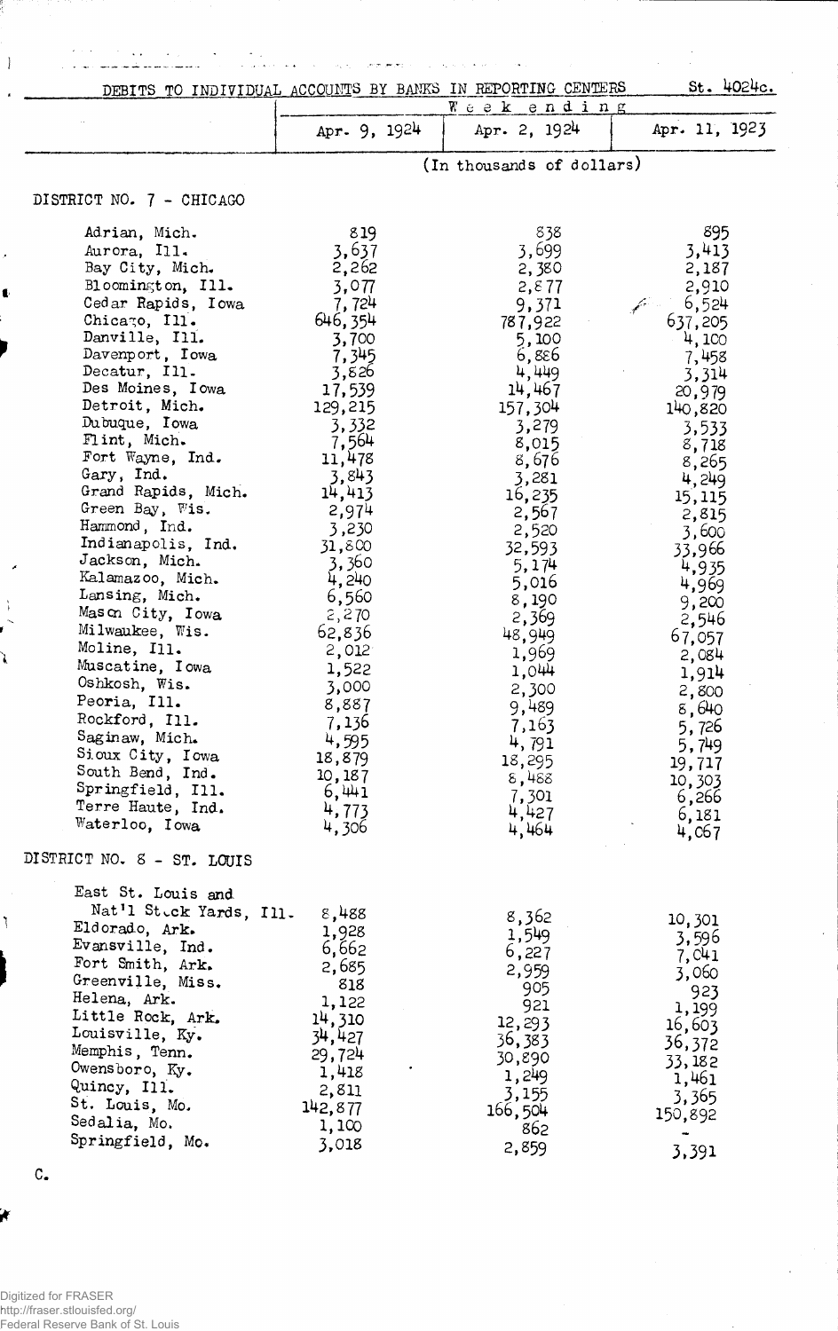DEBITS TO INDIVIDUAL ACCOUNTS BY BANKS IN REPORTING CENTERS St. 4024c.

| | Week ending | | |
|---|---|---|---|
| | Apr. 9, 1924 | Apr. 2, 1924 | Apr. 11, 1923 |
| | (In thousands of dollars) | | |
| **DISTRICT NO. 7 - CHICAGO** | | | |
| Adrian, Mich. | 819 | 838 | 895 |
| Aurora, Ill. | 3,637 | 3,699 | 3,413 |
| Bay City, Mich. | 2,262 | 2,380 | 2,187 |
| Bloomington, Ill. | 3,077 | 2,877 | 2,910 |
| Cedar Rapids, Iowa | 7,724 | 9,371 | 6,524 |
| Chicago, Ill. | 646,354 | 787,922 | 637,205 |
| Danville, Ill. | 3,700 | 5,100 | 4,100 |
| Davenport, Iowa | 7,345 | 6,886 | 7,458 |
| Decatur, Ill. | 3,826 | 4,449 | 3,314 |
| Des Moines, Iowa | 17,539 | 14,467 | 20,979 |
| Detroit, Mich. | 129,215 | 157,304 | 140,820 |
| Dubuque, Iowa | 3,332 | 3,279 | 3,533 |
| Flint, Mich. | 7,564 | 8,015 | 8,718 |
| Fort Wayne, Ind. | 11,478 | 8,676 | 8,265 |
| Gary, Ind. | 3,843 | 3,281 | 4,249 |
| Grand Rapids, Mich. | 14,413 | 16,235 | 15,115 |
| Green Bay, Wis. | 2,974 | 2,567 | 2,815 |
| Hammond, Ind. | 3,230 | 2,520 | 3,600 |
| Indianapolis, Ind. | 31,800 | 32,593 | 33,966 |
| Jackson, Mich. | 3,360 | 5,174 | 4,935 |
| Kalamazoo, Mich. | 4,240 | 5,016 | 4,969 |
| Lansing, Mich. | 6,560 | 8,190 | 9,200 |
| Mason City, Iowa | 2,270 | 2,369 | 2,546 |
| Milwaukee, Wis. | 62,836 | 48,949 | 67,057 |
| Moline, Ill. | 2,012 | 1,969 | 2,084 |
| Muscatine, Iowa | 1,522 | 1,044 | 1,914 |
| Oshkosh, Wis. | 3,000 | 2,300 | 2,800 |
| Peoria, Ill. | 8,887 | 9,489 | 8,640 |
| Rockford, Ill. | 7,136 | 7,163 | 5,726 |
| Saginaw, Mich. | 4,595 | 4,791 | 5,749 |
| Sioux City, Iowa | 18,879 | 18,295 | 19,717 |
| South Bend, Ind. | 10,187 | 8,488 | 10,303 |
| Springfield, Ill. | 6,441 | 7,301 | 6,266 |
| Terre Haute, Ind. | 4,773 | 4,427 | 6,181 |
| Waterloo, Iowa | 4,306 | 4,464 | 4,067 |
| **DISTRICT NO. 8 - ST. LOUIS** | | | |
| East St. Louis and Nat'l Stock Yards, Ill. | 8,488 | 8,362 | 10,301 |
| Eldorado, Ark. | 1,928 | 1,549 | 3,596 |
| Evansville, Ind. | 6,662 | 6,227 | 7,041 |
| Fort Smith, Ark. | 2,685 | 2,959 | 3,060 |
| Greenville, Miss. | 818 | 905 | 923 |
| Helena, Ark. | 1,122 | 921 | 1,199 |
| Little Rock, Ark. | 14,310 | 12,293 | 16,603 |
| Louisville, Ky. | 34,427 | 36,383 | 36,372 |
| Memphis, Tenn. | 29,724 | 30,890 | 33,182 |
| Owensboro, Ky. | 1,418 | 1,249 | 1,461 |
| Quincy, Ill. | 2,811 | 3,155 | 3,365 |
| St. Louis, Mo. | 142,877 | 166,504 | 150,892 |
| Sedalia, Mo. | 1,100 | 862 | - |
| Springfield, Mo. | 3,018 | 2,859 | 3,391 |

C.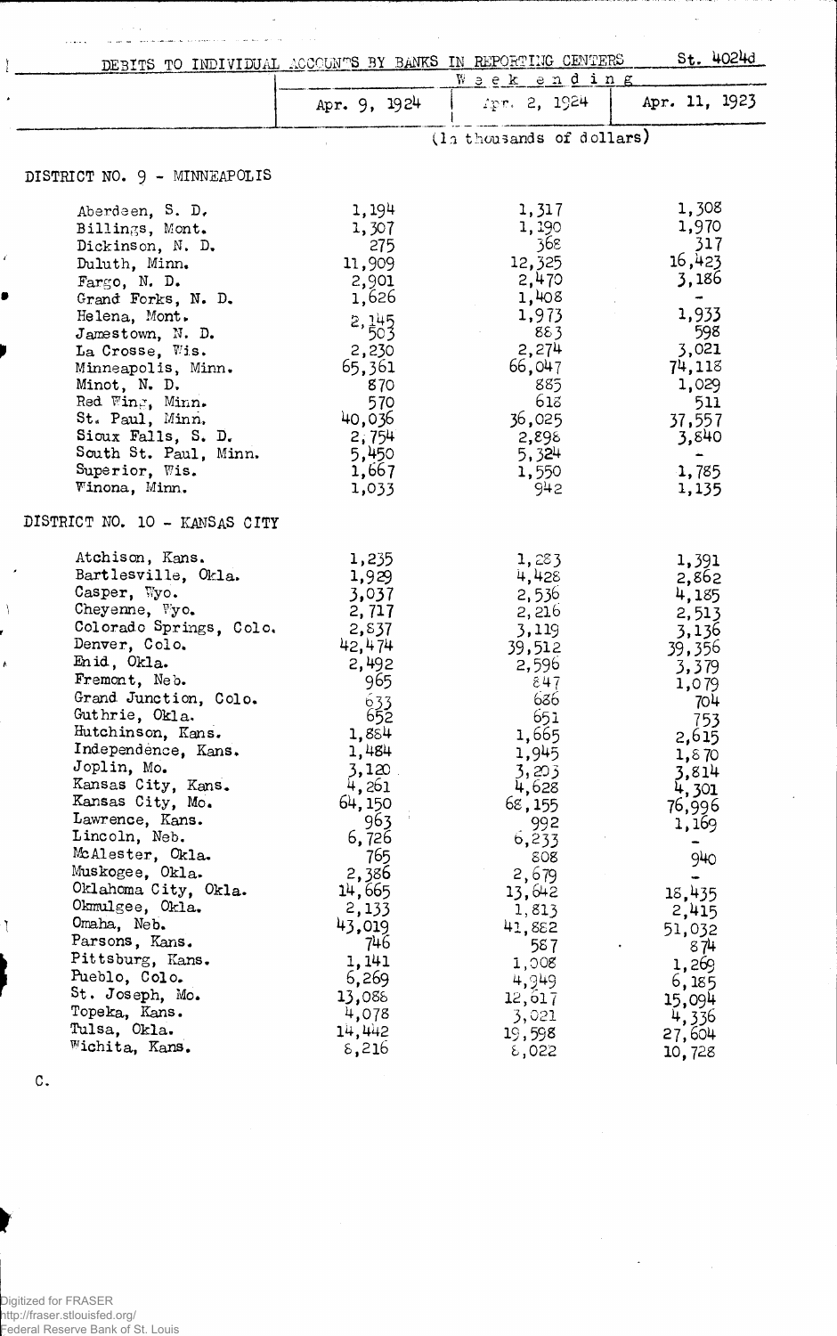St. 4024d

DEBITS TO INDIVIDUAL ACCOUNTS BY BANKS IN REPORTING CENTERS

| | Week ending | | |
|---|---|---|---|
| | Apr. 9, 1924 | Apr. 2, 1924 | Apr. 11, 1923 |
| | (In thousands of dollars) | | |
| **DISTRICT NO. 9 - MINNEAPOLIS** | | | |
| Aberdeen, S. D. | 1,194 | 1,317 | 1,308 |
| Billings, Mont. | 1,307 | 1,190 | 1,970 |
| Dickinson, N. D. | 275 | 368 | 317 |
| Duluth, Minn. | 11,909 | 12,325 | 16,423 |
| Fargo, N. D. | 2,901 | 2,470 | 3,186 |
| Grand Forks, N. D. | 1,626 | 1,408 | - |
| Helena, Mont. | 2,145 | 1,973 | 1,933 |
| Jamestown, N. D. | 503 | 883 | 598 |
| La Crosse, Wis. | 2,230 | 2,274 | 3,021 |
| Minneapolis, Minn. | 65,361 | 66,047 | 74,118 |
| Minot, N. D. | 870 | 885 | 1,029 |
| Red Wing, Minn. | 570 | 618 | 511 |
| St. Paul, Minn. | 40,036 | 36,025 | 37,557 |
| Sioux Falls, S. D. | 2,754 | 2,898 | 3,840 |
| South St. Paul, Minn. | 5,450 | 5,324 | - |
| Superior, Wis. | 1,667 | 1,550 | 1,785 |
| Winona, Minn. | 1,033 | 942 | 1,135 |
| **DISTRICT NO. 10 - KANSAS CITY** | | | |
| Atchison, Kans. | 1,235 | 1,283 | 1,391 |
| Bartlesville, Okla. | 1,929 | 4,428 | 2,862 |
| Casper, Wyo. | 3,037 | 2,536 | 4,185 |
| Cheyenne, Wyo. | 2,717 | 2,216 | 2,513 |
| Colorado Springs, Colo. | 2,837 | 3,119 | 3,136 |
| Denver, Colo. | 42,474 | 39,512 | 39,356 |
| Enid, Okla. | 2,492 | 2,596 | 3,379 |
| Fremont, Neb. | 965 | 847 | 1,079 |
| Grand Junction, Colo. | 633 | 686 | 704 |
| Guthrie, Okla. | 652 | 651 | 753 |
| Hutchinson, Kans. | 1,884 | 1,665 | 2,615 |
| Independence, Kans. | 1,484 | 1,945 | 1,870 |
| Joplin, Mo. | 3,120 | 3,203 | 3,814 |
| Kansas City, Kans. | 4,261 | 4,628 | 4,301 |
| Kansas City, Mo. | 64,150 | 68,155 | 76,996 |
| Lawrence, Kans. | 963 | 992 | 1,169 |
| Lincoln, Neb. | 6,726 | 6,233 | - |
| McAlester, Okla. | 765 | 808 | 940 |
| Muskogee, Okla. | 2,386 | 2,679 | - |
| Oklahoma City, Okla. | 14,665 | 13,642 | 18,435 |
| Okmulgee, Okla. | 2,133 | 1,813 | 2,415 |
| Omaha, Neb. | 43,019 | 41,882 | 51,032 |
| Parsons, Kans. | 746 | 587 | 874 |
| Pittsburg, Kans. | 1,141 | 1,008 | 1,269 |
| Pueblo, Colo. | 6,269 | 4,949 | 6,185 |
| St. Joseph, Mo. | 13,088 | 12,617 | 15,094 |
| Topeka, Kans. | 4,078 | 3,021 | 4,336 |
| Tulsa, Okla. | 14,442 | 19,598 | 27,604 |
| Wichita, Kans. | 8,216 | 8,022 | 10,728 |

C.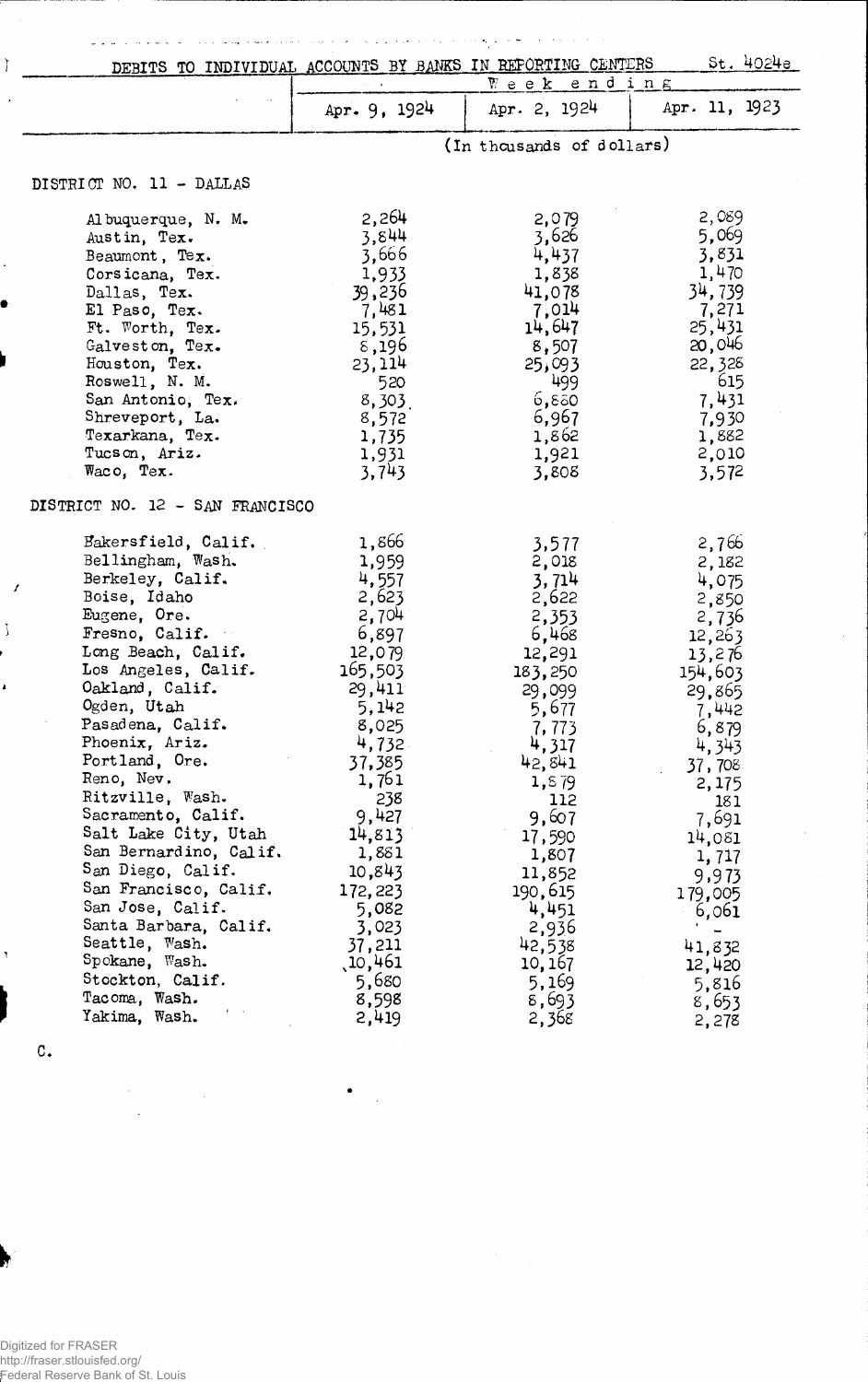## DEBITS TO INDIVIDUAL ACCOUNTS BY BANKS IN REPORTING CENTERS

St. 4024a

| | Week ending | | |
|---|---|---|---|
| | Apr. 9, 1924 | Apr. 2, 1924 | Apr. 11, 1923 |
| | (In thousands of dollars) | | |
| **DISTRICT NO. 11 - DALLAS** | | | |
| Albuquerque, N. M. | 2,264 | 2,079 | 2,089 |
| Austin, Tex. | 3,844 | 3,626 | 5,069 |
| Beaumont, Tex. | 3,666 | 4,437 | 3,831 |
| Corsicana, Tex. | 1,933 | 1,838 | 1,470 |
| Dallas, Tex. | 39,236 | 41,078 | 34,739 |
| El Paso, Tex. | 7,481 | 7,014 | 7,271 |
| Ft. Worth, Tex. | 15,531 | 14,647 | 25,431 |
| Galveston, Tex. | 8,196 | 8,507 | 20,046 |
| Houston, Tex. | 23,114 | 25,093 | 22,328 |
| Roswell, N. M. | 520 | 499 | 615 |
| San Antonio, Tex. | 8,303 | 6,880 | 7,431 |
| Shreveport, La. | 8,572 | 6,967 | 7,930 |
| Texarkana, Tex. | 1,735 | 1,862 | 1,882 |
| Tucson, Ariz. | 1,931 | 1,921 | 2,010 |
| Waco, Tex. | 3,743 | 3,808 | 3,572 |
| **DISTRICT NO. 12 - SAN FRANCISCO** | | | |
| Bakersfield, Calif. | 1,866 | 3,577 | 2,766 |
| Bellingham, Wash. | 1,959 | 2,018 | 2,182 |
| Berkeley, Calif. | 4,557 | 3,714 | 4,075 |
| Boise, Idaho | 2,623 | 2,622 | 2,850 |
| Eugene, Ore. | 2,704 | 2,353 | 2,736 |
| Fresno, Calif. | 6,897 | 6,468 | 12,263 |
| Long Beach, Calif. | 12,079 | 12,291 | 13,276 |
| Los Angeles, Calif. | 165,503 | 183,250 | 154,603 |
| Oakland, Calif. | 29,411 | 29,099 | 29,865 |
| Ogden, Utah | 5,142 | 5,677 | 7,442 |
| Pasadena, Calif. | 8,025 | 7,773 | 6,879 |
| Phoenix, Ariz. | 4,732 | 4,317 | 4,343 |
| Portland, Ore. | 37,385 | 42,841 | 37,708 |
| Reno, Nev. | 1,761 | 1,879 | 2,175 |
| Ritzville, Wash. | 238 | 112 | 181 |
| Sacramento, Calif. | 9,427 | 9,607 | 7,691 |
| Salt Lake City, Utah | 14,813 | 17,590 | 14,081 |
| San Bernardino, Calif. | 1,881 | 1,807 | 1,717 |
| San Diego, Calif. | 10,843 | 11,852 | 9,973 |
| San Francisco, Calif. | 172,223 | 190,615 | 179,005 |
| San Jose, Calif. | 5,082 | 4,451 | 6,061 |
| Santa Barbara, Calif. | 3,023 | 2,936 | - |
| Seattle, Wash. | 37,211 | 42,538 | 41,832 |
| Spokane, Wash. | 10,461 | 10,167 | 12,420 |
| Stockton, Calif. | 5,680 | 5,169 | 5,816 |
| Tacoma, Wash. | 8,598 | 8,693 | 8,653 |
| Yakima, Wash. | 2,419 | 2,368 | 2,278 |

C.